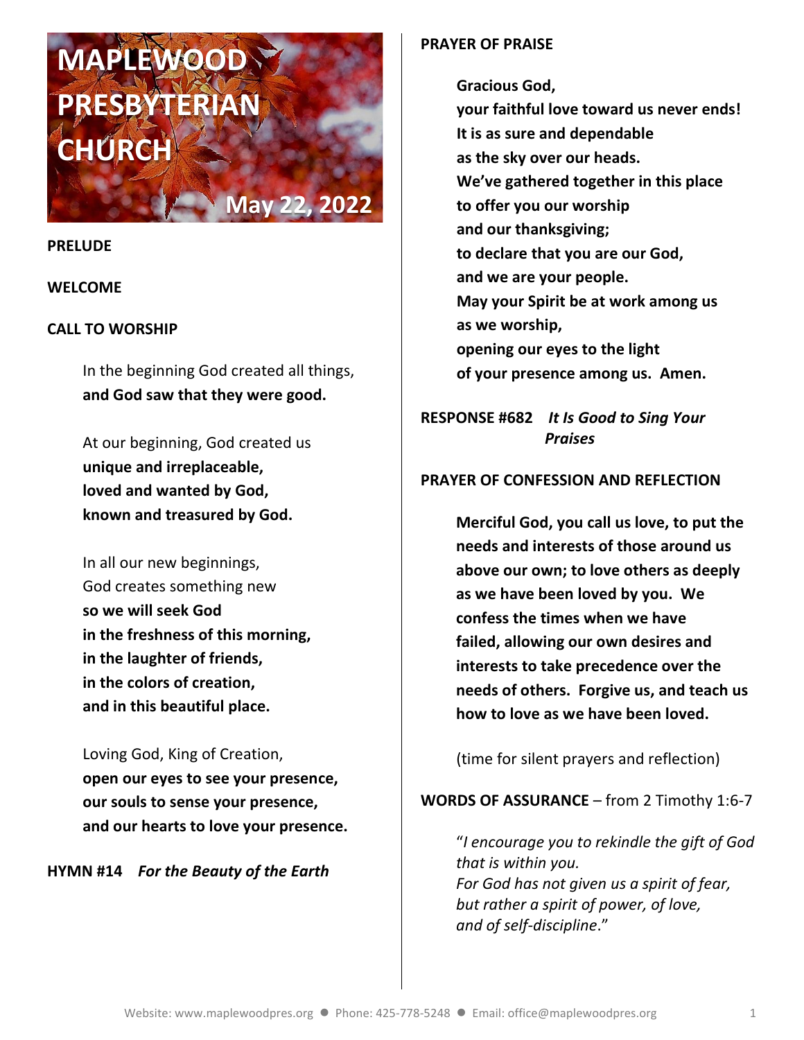# MAPLEWOOD PRESBYTERIAN CHURCH

May 22, 2022

**PRELUDE**

**WELCOME**

**CALL TO WORSHIP**

In the beginning God created all things,
**and God saw that they were good.**

At our beginning, God created us
**unique and irreplaceable,**
**loved and wanted by God,**
**known and treasured by God.**

In all our new beginnings,
God creates something new
**so we will seek God**
**in the freshness of this morning,**
**in the laughter of friends,**
**in the colors of creation,**
**and in this beautiful place.**

Loving God, King of Creation,
**open our eyes to see your presence,**
**our souls to sense your presence,**
**and our hearts to love your presence.**

**HYMN #14** ***For the Beauty of the Earth***

**PRAYER OF PRAISE**

**Gracious God,**
**your faithful love toward us never ends!**
**It is as sure and dependable**
**as the sky over our heads.**
**We've gathered together in this place**
**to offer you our worship**
**and our thanksgiving;**
**to declare that you are our God,**
**and we are your people.**
**May your Spirit be at work among us**
**as we worship,**
**opening our eyes to the light**
**of your presence among us. Amen.**

**RESPONSE #682** ***It Is Good to Sing Your Praises***

**PRAYER OF CONFESSION AND REFLECTION**

**Merciful God, you call us love, to put the needs and interests of those around us above our own; to love others as deeply as we have been loved by you. We confess the times when we have failed, allowing our own desires and interests to take precedence over the needs of others. Forgive us, and teach us how to love as we have been loved.**

(time for silent prayers and reflection)

**WORDS OF ASSURANCE** – from 2 Timothy 1:6-7

"*I encourage you to rekindle the gift of God that is within you.*
*For God has not given us a spirit of fear,*
*but rather a spirit of power, of love,*
*and of self-discipline*."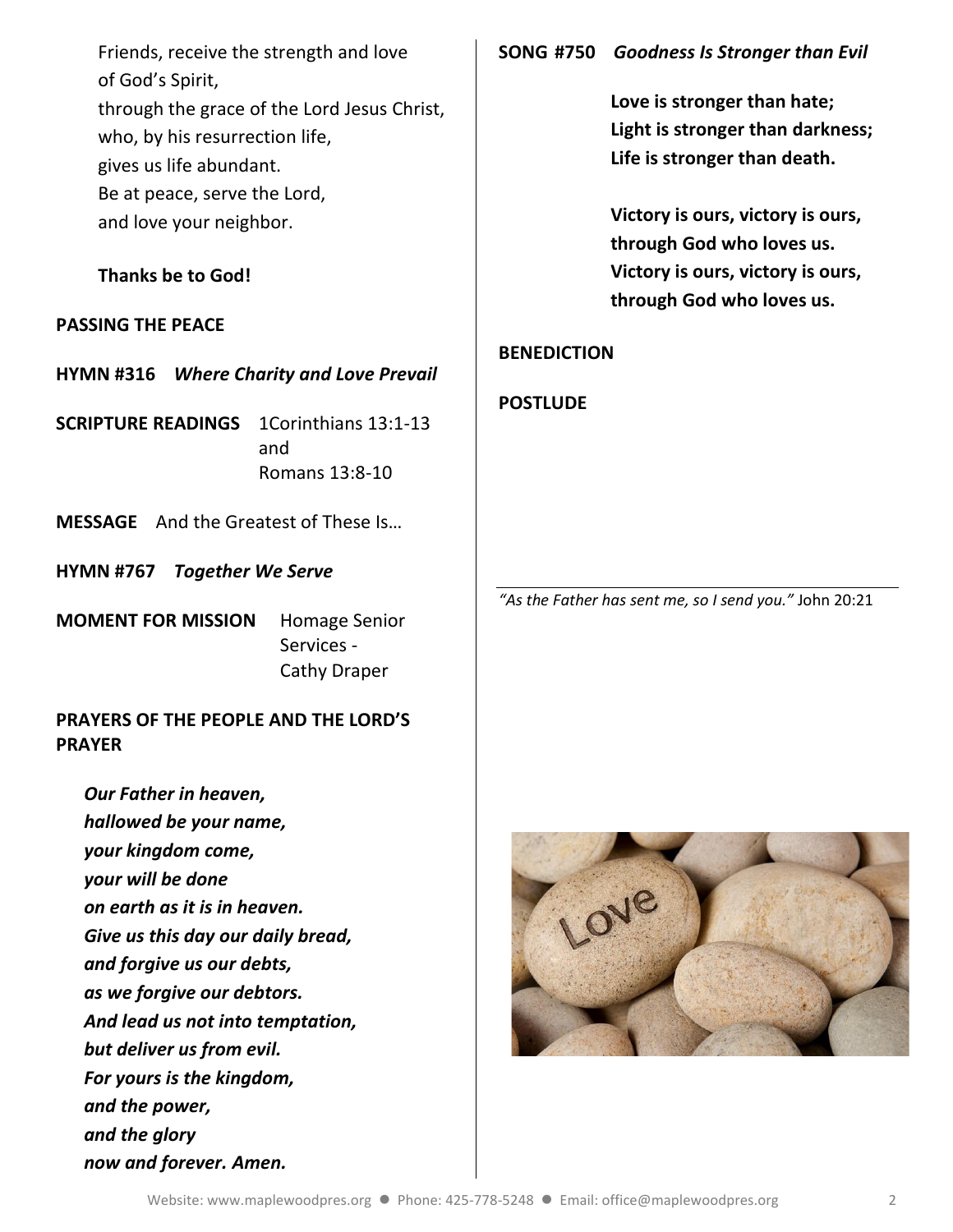Friends, receive the strength and love
of God's Spirit,
through the grace of the Lord Jesus Christ,
who, by his resurrection life,
gives us life abundant.
Be at peace, serve the Lord,
and love your neighbor.

**Thanks be to God!**

**PASSING THE PEACE**

**HYMN #316** ***Where Charity and Love Prevail***

**SCRIPTURE READINGS** 1Corinthians 13:1-13 and Romans 13:8-10

**MESSAGE** And the Greatest of These Is…

**HYMN #767** ***Together We Serve***

**MOMENT FOR MISSION** Homage Senior Services - Cathy Draper

**PRAYERS OF THE PEOPLE AND THE LORD'S PRAYER**

***Our Father in heaven,***
***hallowed be your name,***
***your kingdom come,***
***your will be done***
***on earth as it is in heaven.***
***Give us this day our daily bread,***
***and forgive us our debts,***
***as we forgive our debtors.***
***And lead us not into temptation,***
***but deliver us from evil.***
***For yours is the kingdom,***
***and the power,***
***and the glory***
***now and forever. Amen.***

**SONG #750** ***Goodness Is Stronger than Evil***

**Love is stronger than hate;**
**Light is stronger than darkness;**
**Life is stronger than death.**

**Victory is ours, victory is ours,**
**through God who loves us.**
**Victory is ours, victory is ours,**
**through God who loves us.**

**BENEDICTION**

**POSTLUDE**

---

*"As the Father has sent me, so I send you."* John 20:21